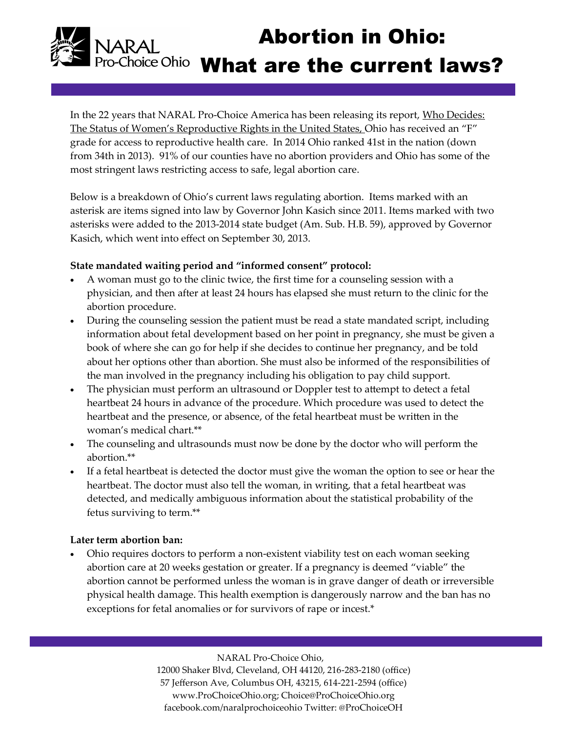NARAL Pro-Choice Ohio

# Abortion in Ohio: What are the current laws?

In the 22 years that NARAL Pro-Choice America has been releasing its report, Who Decides: The Status of Women's Reproductive Rights in the United States, Ohio has received an "F" grade for access to reproductive health care. In 2014 Ohio ranked 41st in the nation (down from 34th in 2013). 91% of our counties have no abortion providers and Ohio has some of the most stringent laws restricting access to safe, legal abortion care.

Below is a breakdown of Ohio's current laws regulating abortion. Items marked with an asterisk are items signed into law by Governor John Kasich since 2011. Items marked with two asterisks were added to the 2013-2014 state budget (Am. Sub. H.B. 59), approved by Governor Kasich, which went into effect on September 30, 2013.

**State mandated waiting period and "informed consent" protocol:**

- A woman must go to the clinic twice, the first time for a counseling session with a physician, and then after at least 24 hours has elapsed she must return to the clinic for the abortion procedure.
- During the counseling session the patient must be read a state mandated script, including information about fetal development based on her point in pregnancy, she must be given a book of where she can go for help if she decides to continue her pregnancy, and be told about her options other than abortion. She must also be informed of the responsibilities of the man involved in the pregnancy including his obligation to pay child support.
- The physician must perform an ultrasound or Doppler test to attempt to detect a fetal heartbeat 24 hours in advance of the procedure. Which procedure was used to detect the heartbeat and the presence, or absence, of the fetal heartbeat must be written in the woman's medical chart.**
- The counseling and ultrasounds must now be done by the doctor who will perform the abortion.**
- If a fetal heartbeat is detected the doctor must give the woman the option to see or hear the heartbeat. The doctor must also tell the woman, in writing, that a fetal heartbeat was detected, and medically ambiguous information about the statistical probability of the fetus surviving to term.**

**Later term abortion ban:**

- Ohio requires doctors to perform a non-existent viability test on each woman seeking abortion care at 20 weeks gestation or greater. If a pregnancy is deemed "viable" the abortion cannot be performed unless the woman is in grave danger of death or irreversible physical health damage. This health exemption is dangerously narrow and the ban has no exceptions for fetal anomalies or for survivors of rape or incest.*

NARAL Pro-Choice Ohio,
12000 Shaker Blvd, Cleveland, OH 44120, 216-283-2180 (office)
57 Jefferson Ave, Columbus OH, 43215, 614-221-2594 (office)
www.ProChoiceOhio.org; Choice@ProChoiceOhio.org
facebook.com/naralprochoiceohio Twitter: @ProChoiceOH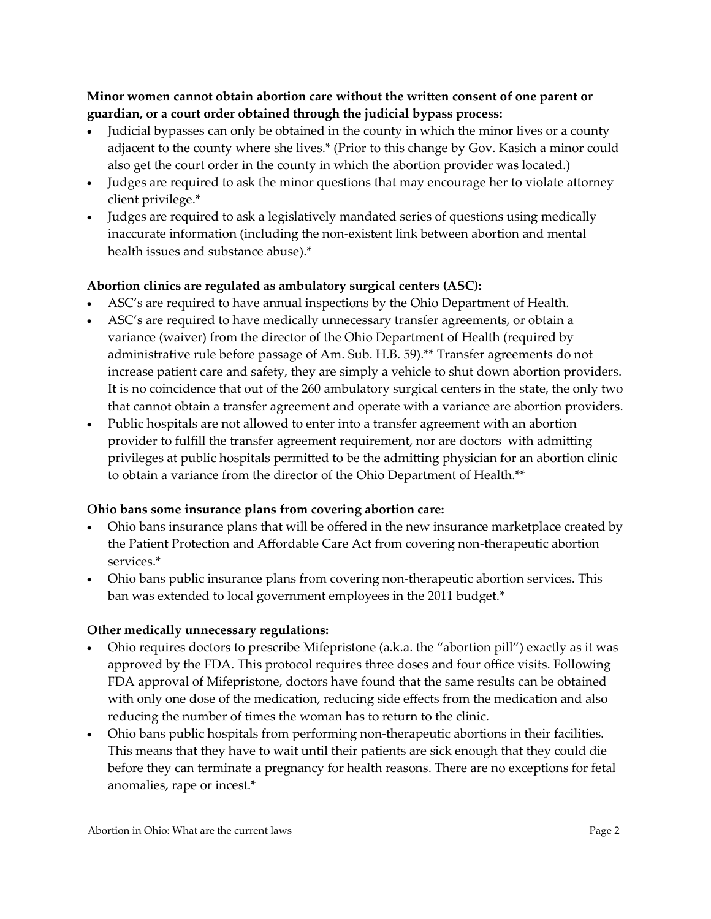**Minor women cannot obtain abortion care without the written consent of one parent or guardian, or a court order obtained through the judicial bypass process:**

- Judicial bypasses can only be obtained in the county in which the minor lives or a county adjacent to the county where she lives.* (Prior to this change by Gov. Kasich a minor could also get the court order in the county in which the abortion provider was located.)
- Judges are required to ask the minor questions that may encourage her to violate attorney client privilege.*
- Judges are required to ask a legislatively mandated series of questions using medically inaccurate information (including the non-existent link between abortion and mental health issues and substance abuse).*

**Abortion clinics are regulated as ambulatory surgical centers (ASC):**

- ASC's are required to have annual inspections by the Ohio Department of Health.
- ASC's are required to have medically unnecessary transfer agreements, or obtain a variance (waiver) from the director of the Ohio Department of Health (required by administrative rule before passage of Am. Sub. H.B. 59).** Transfer agreements do not increase patient care and safety, they are simply a vehicle to shut down abortion providers. It is no coincidence that out of the 260 ambulatory surgical centers in the state, the only two that cannot obtain a transfer agreement and operate with a variance are abortion providers.
- Public hospitals are not allowed to enter into a transfer agreement with an abortion provider to fulfill the transfer agreement requirement, nor are doctors with admitting privileges at public hospitals permitted to be the admitting physician for an abortion clinic to obtain a variance from the director of the Ohio Department of Health.**

**Ohio bans some insurance plans from covering abortion care:**

- Ohio bans insurance plans that will be offered in the new insurance marketplace created by the Patient Protection and Affordable Care Act from covering non-therapeutic abortion services.*
- Ohio bans public insurance plans from covering non-therapeutic abortion services. This ban was extended to local government employees in the 2011 budget.*

**Other medically unnecessary regulations:**

- Ohio requires doctors to prescribe Mifepristone (a.k.a. the "abortion pill") exactly as it was approved by the FDA. This protocol requires three doses and four office visits. Following FDA approval of Mifepristone, doctors have found that the same results can be obtained with only one dose of the medication, reducing side effects from the medication and also reducing the number of times the woman has to return to the clinic.
- Ohio bans public hospitals from performing non-therapeutic abortions in their facilities. This means that they have to wait until their patients are sick enough that they could die before they can terminate a pregnancy for health reasons. There are no exceptions for fetal anomalies, rape or incest.*